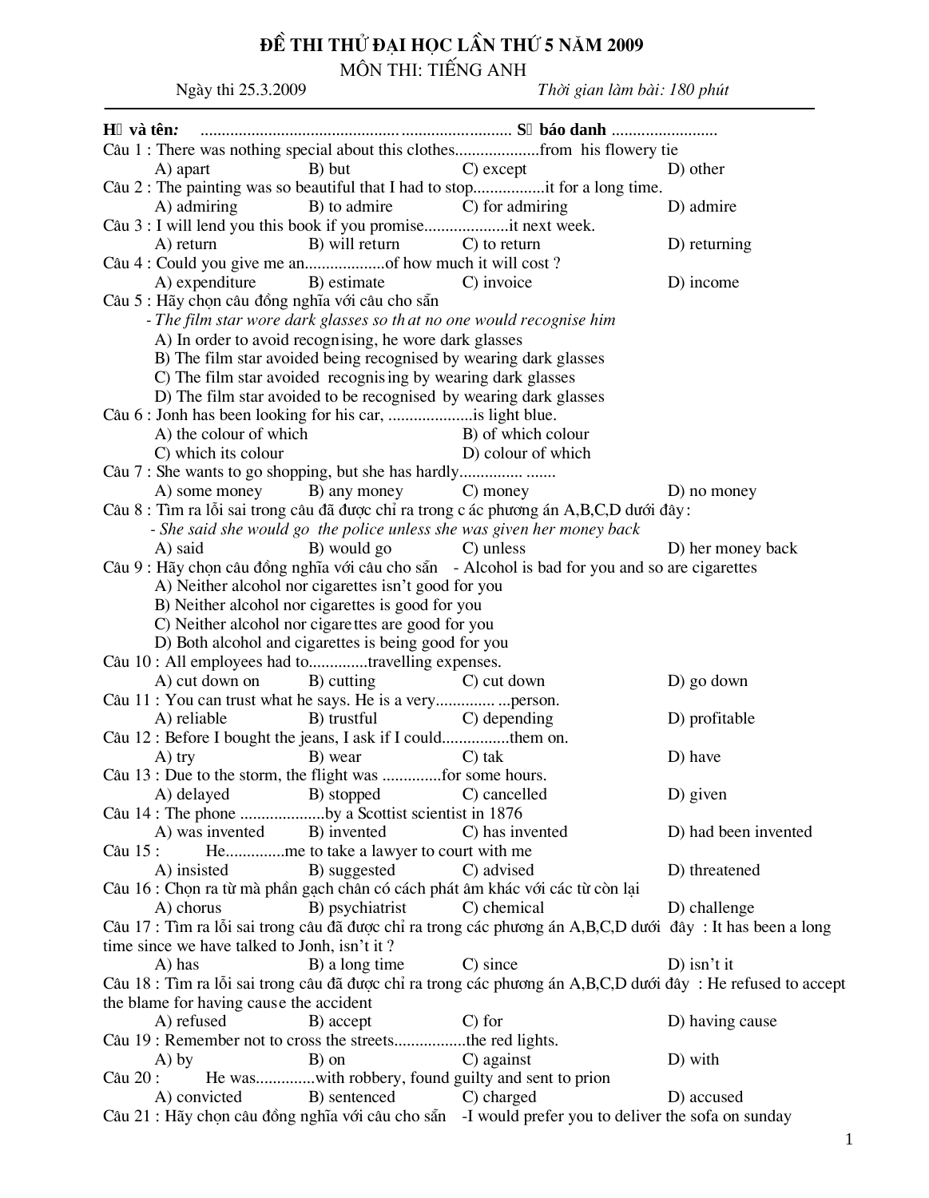# ĐỀ THI THỬ ĐẠI HỌC LẦN THỨ 5 NĂM 2009

MÔN THI: TIẾNG ANH

Ngày thi 25.3.2009 *Thời gian làm bài: 180 phút*

**Họ và tên:** ........................................................................................ **Số báo danh** .........................

Câu 1 : There was nothing special about this clothes....................from his flowery tie
A) apart B) but C) except D) other

Câu 2 : The painting was so beautiful that I had to stop.................it for a long time.
A) admiring B) to admire C) for admiring D) admire

Câu 3 : I will lend you this book if you promise....................it next week.
A) return B) will return C) to return D) returning

Câu 4 : Could you give me an...................of how much it will cost ?
A) expenditure B) estimate C) invoice D) income

Câu 5 : Hãy chọn câu đồng nghĩa với câu cho sẵn
- *The film star wore dark glasses so that no one would recognise him*
A) In order to avoid recognising, he wore dark glasses
B) The film star avoided being recognised by wearing dark glasses
C) The film star avoided recognising by wearing dark glasses
D) The film star avoided to be recognised by wearing dark glasses

Câu 6 : Jonh has been looking for his car, ....................is light blue.
A) the colour of which B) of which colour
C) which its colour D) colour of which

Câu 7 : She wants to go shopping, but she has hardly.............. .......
A) some money B) any money C) money D) no money

Câu 8 : Tìm ra lỗi sai trong câu đã được chỉ ra trong các phương án A,B,C,D dưới đây :
- *She said she would go the police unless she was given her money back*
A) said B) would go C) unless D) her money back

Câu 9 : Hãy chọn câu đồng nghĩa với câu cho sẵn - Alcohol is bad for you and so are cigarettes
A) Neither alcohol nor cigarettes isn't good for you
B) Neither alcohol nor cigarettes is good for you
C) Neither alcohol nor cigarettes are good for you
D) Both alcohol and cigarettes is being good for you

Câu 10 : All employees had to..............travelling expenses.
A) cut down on B) cutting C) cut down D) go down

Câu 11 : You can trust what he says. He is a very.............. ...person.
A) reliable B) trustful C) depending D) profitable

Câu 12 : Before I bought the jeans, I ask if I could................them on.
A) try B) wear C) tak D) have

Câu 13 : Due to the storm, the flight was ..............for some hours.
A) delayed B) stopped C) cancelled D) given

Câu 14 : The phone ....................by a Scottist scientist in 1876
A) was invented B) invented C) has invented D) had been invented

Câu 15 : He..............me to take a lawyer to court with me
A) insisted B) suggested C) advised D) threatened

Câu 16 : Chọn ra từ mà phần gạch chân có cách phát âm khác với các từ còn lại
A) chorus B) psychiatrist C) chemical D) challenge

Câu 17 : Tìm ra lỗi sai trong câu đã được chỉ ra trong các phương án A,B,C,D dưới đây : It has been a long time since we have talked to Jonh, isn't it ?
A) has B) a long time C) since D) isn't it

Câu 18 : Tìm ra lỗi sai trong câu đã được chỉ ra trong các phương án A,B,C,D dưới đây : He refused to accept the blame for having cause the accident
A) refused B) accept C) for D) having cause

Câu 19 : Remember not to cross the streets.................the red lights.
A) by B) on C) against D) with

Câu 20 : He was..............with robbery, found guilty and sent to prion
A) convicted B) sentenced C) charged D) accused

Câu 21 : Hãy chọn câu đồng nghĩa với câu cho sẵn -I would prefer you to deliver the sofa on sunday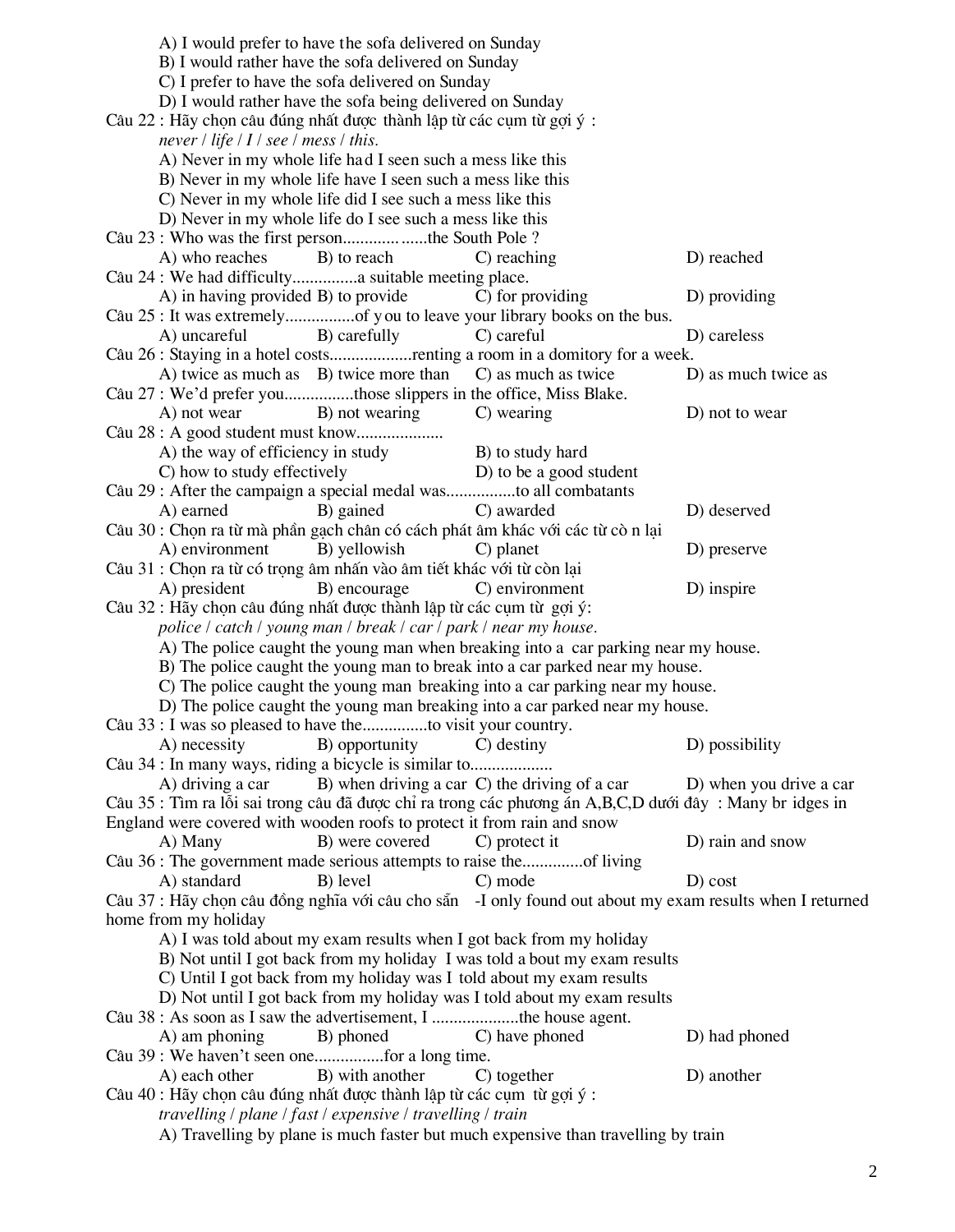A) I would prefer to have the sofa delivered on Sunday
B) I would rather have the sofa delivered on Sunday
C) I prefer to have the sofa delivered on Sunday
D) I would rather have the sofa being delivered on Sunday

Câu 22 : Hãy chọn câu đúng nhất được thành lập từ các cụm từ gợi ý :
*never / life / I / see / mess / this.*
A) Never in my whole life had I seen such a mess like this
B) Never in my whole life have I seen such a mess like this
C) Never in my whole life did I see such a mess like this
D) Never in my whole life do I see such a mess like this

Câu 23 : Who was the first person...................the South Pole ?
A) who reaches B) to reach C) reaching D) reached

Câu 24 : We had difficulty...............a suitable meeting place.
A) in having provided B) to provide C) for providing D) providing

Câu 25 : It was extremely................of you to leave your library books on the bus.
A) uncareful B) carefully C) careful D) careless

Câu 26 : Staying in a hotel costs..................renting a room in a domitory for a week.
A) twice as much as B) twice more than C) as much as twice D) as much twice as

Câu 27 : We'd prefer you................those slippers in the office, Miss Blake.
A) not wear B) not wearing C) wearing D) not to wear

Câu 28 : A good student must know....................
A) the way of efficiency in study B) to study hard
C) how to study effectively D) to be a good student

Câu 29 : After the campaign a special medal was................to all combatants
A) earned B) gained C) awarded D) deserved

Câu 30 : Chọn ra từ mà phần gạch chân có cách phát âm khác với các từ cò n lại
A) environment B) yellowish C) planet D) preserve

Câu 31 : Chọn ra từ có trọng âm nhấn vào âm tiết khác với từ còn lại
A) president B) encourage C) environment D) inspire

Câu 32 : Hãy chọn câu đúng nhất được thành lập từ các cụm từ gợi ý:
*police / catch / young man / break / car / park / near my house.*
A) The police caught the young man when breaking into a car parking near my house.
B) The police caught the young man to break into a car parked near my house.
C) The police caught the young man breaking into a car parking near my house.
D) The police caught the young man breaking into a car parked near my house.

Câu 33 : I was so pleased to have the...............to visit your country.
A) necessity B) opportunity C) destiny D) possibility

Câu 34 : In many ways, riding a bicycle is similar to..................
A) driving a car B) when driving a car C) the driving of a car D) when you drive a car

Câu 35 : Tìm ra lỗi sai trong câu đã được chỉ ra trong các phương án A,B,C,D dưới đây : Many br idges in England were covered with wooden roofs to protect it from rain and snow
A) Many B) were covered C) protect it D) rain and snow

Câu 36 : The government made serious attempts to raise the.............of living
A) standard B) level C) mode D) cost

Câu 37 : Hãy chọn câu đồng nghĩa với câu cho sẵn -I only found out about my exam results when I returned home from my holiday
A) I was told about my exam results when I got back from my holiday
B) Not until I got back from my holiday I was told a bout my exam results
C) Until I got back from my holiday was I told about my exam results
D) Not until I got back from my holiday was I told about my exam results

Câu 38 : As soon as I saw the advertisement, I ....................the house agent.
A) am phoning B) phoned C) have phoned D) had phoned

Câu 39 : We haven't seen one................for a long time.
A) each other B) with another C) together D) another

Câu 40 : Hãy chọn câu đúng nhất được thành lập từ các cụm từ gợi ý :
*travelling / plane / fast / expensive / travelling / train*
A) Travelling by plane is much faster but much expensive than travelling by train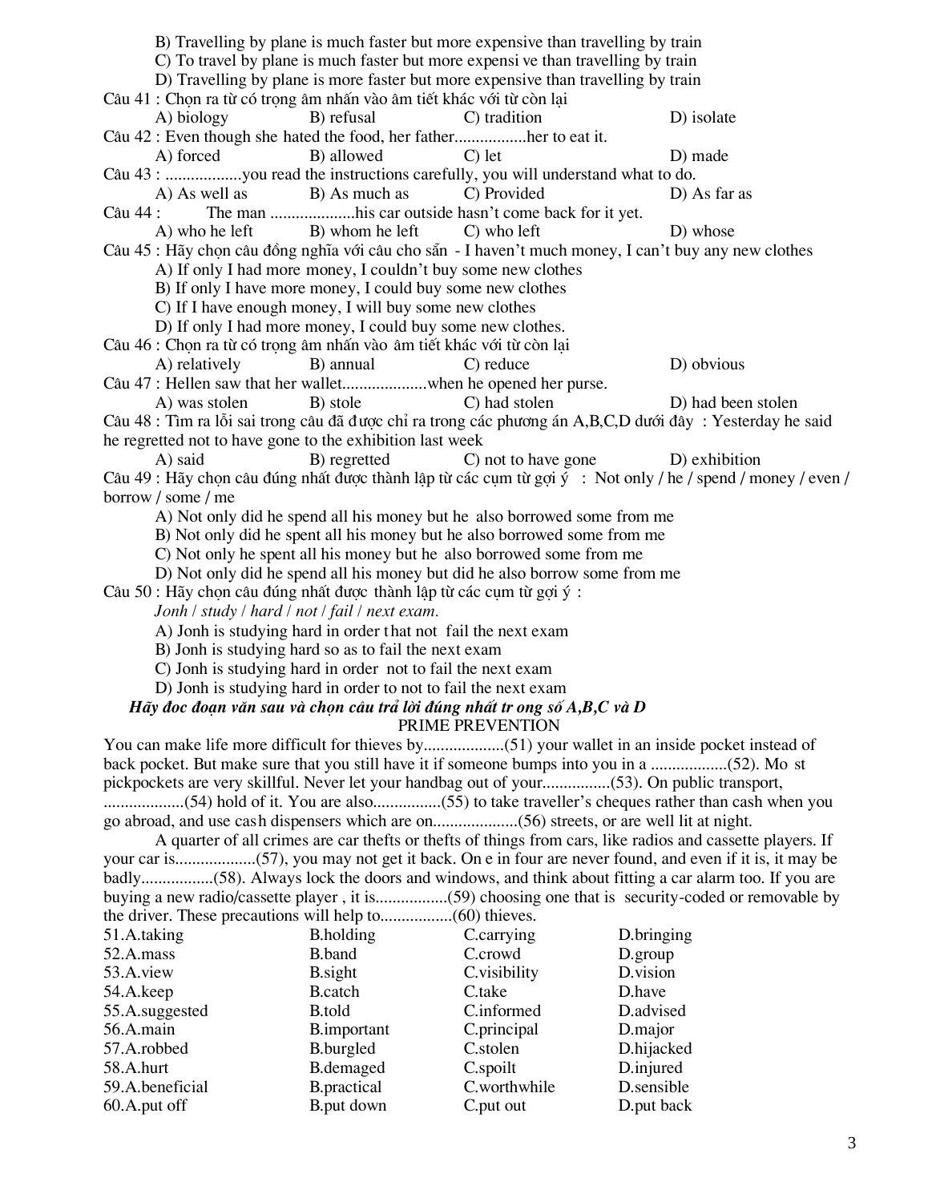B) Travelling by plane is much faster but more expensive than travelling by train

C) To travel by plane is much faster but more expensi ve than travelling by train

D) Travelling by plane is more faster but more expensive than travelling by train

Câu 41 : Chọn ra từ có trọng âm nhấn vào âm tiết khác với từ còn lại

A) biology B) refusal C) tradition D) isolate

Câu 42 : Even though she hated the food, her father.................her to eat it.

A) forced B) allowed C) let D) made

Câu 43 : ..................you read the instructions carefully, you will understand what to do.

A) As well as B) As much as C) Provided D) As far as

Câu 44 : The man ....................his car outside hasn't come back for it yet.

A) who he left B) whom he left C) who left D) whose

Câu 45 : Hãy chọn câu đồng nghĩa với câu cho sẵn - I haven't much money, I can't buy any new clothes

A) If only I had more money, I couldn't buy some new clothes

B) If only I have more money, I could buy some new clothes

C) If I have enough money, I will buy some new clothes

D) If only I had more money, I could buy some new clothes.

Câu 46 : Chọn ra từ có trọng âm nhấn vào âm tiết khác với từ còn lại

A) relatively B) annual C) reduce D) obvious

Câu 47 : Hellen saw that her wallet....................when he opened her purse.

A) was stolen B) stole C) had stolen D) had been stolen

Câu 48 : Tìm ra lỗi sai trong câu đã được chỉ ra trong các phương án A,B,C,D dưới đây : Yesterday he said he regretted not to have gone to the exhibition last week

A) said B) regretted C) not to have gone D) exhibition

Câu 49 : Hãy chọn câu đúng nhất được thành lập từ các cụm từ gợi ý : Not only / he / spend / money / even / borrow / some / me

A) Not only did he spend all his money but he also borrowed some from me

B) Not only did he spent all his money but he also borrowed some from me

C) Not only he spent all his money but he also borrowed some from me

D) Not only did he spend all his money but did he also borrow some from me

Câu 50 : Hãy chọn câu đúng nhất được thành lập từ các cụm từ gợi ý :

*Jonh / study / hard / not / fail / next exam.*

A) Jonh is studying hard in order that not fail the next exam

B) Jonh is studying hard so as to fail the next exam

C) Jonh is studying hard in order not to fail the next exam

D) Jonh is studying hard in order to not to fail the next exam

***Hãy đoc đoạn văn sau và chọn câu trả lời đúng nhất tr ong số A,B,C và D***

PRIME PREVENTION

You can make life more difficult for thieves by..................(51) your wallet in an inside pocket instead of back pocket. But make sure that you still have it if someone bumps into you in a ..................(52). Mo st pickpockets are very skillful. Never let your handbag out of your................(53). On public transport, ..................(54) hold of it. You are also................(55) to take traveller's cheques rather than cash when you go abroad, and use cash dispensers which are on....................(56) streets, or are well lit at night.

A quarter of all crimes are car thefts or thefts of things from cars, like radios and cassette players. If your car is..................(57), you may not get it back. On e in four are never found, and even if it is, it may be badly.................(58). Always lock the doors and windows, and think about fitting a car alarm too. If you are buying a new radio/cassette player , it is.................(59) choosing one that is security-coded or removable by the driver. These precautions will help to.................(60) thieves.

| | | | |
|---|---|---|---|
| 51.A.taking | B.holding | C.carrying | D.bringing |
| 52.A.mass | B.band | C.crowd | D.group |
| 53.A.view | B.sight | C.visibility | D.vision |
| 54.A.keep | B.catch | C.take | D.have |
| 55.A.suggested | B.told | C.informed | D.advised |
| 56.A.main | B.important | C.principal | D.major |
| 57.A.robbed | B.burgled | C.stolen | D.hijacked |
| 58.A.hurt | B.demaged | C.spoilt | D.injured |
| 59.A.beneficial | B.practical | C.worthwhile | D.sensible |
| 60.A.put off | B.put down | C.put out | D.put back |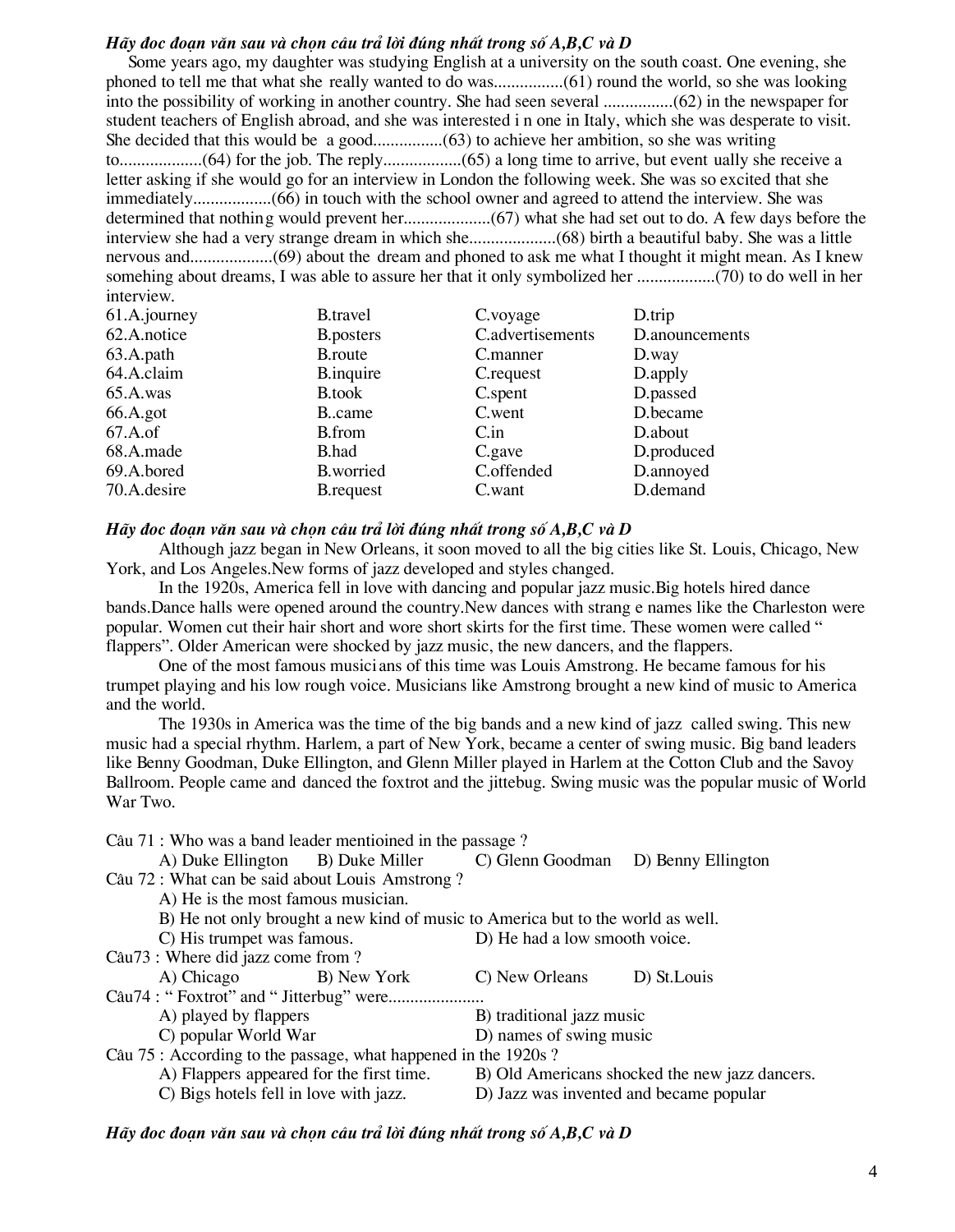***Hãy đọc đoạn văn sau và chọn câu trả lời đúng nhất trong số A,B,C và D***

Some years ago, my daughter was studying English at a university on the south coast. One evening, she phoned to tell me that what she really wanted to do was................(61) round the world, so she was looking into the possibility of working in another country. She had seen several ................(62) in the newspaper for student teachers of English abroad, and she was interested i n one in Italy, which she was desperate to visit. She decided that this would be a good................(63) to achieve her ambition, so she was writing to..................(64) for the job. The reply..................(65) a long time to arrive, but event ually she receive a letter asking if she would go for an interview in London the following week. She was so excited that she immediately..................(66) in touch with the school owner and agreed to attend the interview. She was determined that nothing would prevent her....................(67) what she had set out to do. A few days before the interview she had a very strange dream in which she....................(68) birth a beautiful baby. She was a little nervous and...................(69) about the dream and phoned to ask me what I thought it might mean. As I knew somehing about dreams, I was able to assure her that it only symbolized her ..................(70) to do well in her interview.

| | | | |
|---|---|---|---|
| 61.A.journey | B.travel | C.voyage | D.trip |
| 62.A.notice | B.posters | C.advertisements | D.anouncements |
| 63.A.path | B.route | C.manner | D.way |
| 64.A.claim | B.inquire | C.request | D.apply |
| 65.A.was | B.took | C.spent | D.passed |
| 66.A.got | B..came | C.went | D.became |
| 67.A.of | B.from | C.in | D.about |
| 68.A.made | B.had | C.gave | D.produced |
| 69.A.bored | B.worried | C.offended | D.annoyed |
| 70.A.desire | B.request | C.want | D.demand |

***Hãy đọc đoạn văn sau và chọn câu trả lời đúng nhất trong số A,B,C và D***

Although jazz began in New Orleans, it soon moved to all the big cities like St. Louis, Chicago, New York, and Los Angeles.New forms of jazz developed and styles changed.

In the 1920s, America fell in love with dancing and popular jazz music.Big hotels hired dance bands.Dance halls were opened around the country.New dances with strang e names like the Charleston were popular. Women cut their hair short and wore short skirts for the first time. These women were called " flappers". Older American were shocked by jazz music, the new dancers, and the flappers.

One of the most famous musici ans of this time was Louis Amstrong. He became famous for his trumpet playing and his low rough voice. Musicians like Amstrong brought a new kind of music to America and the world.

The 1930s in America was the time of the big bands and a new kind of jazz called swing. This new music had a special rhythm. Harlem, a part of New York, became a center of swing music. Big band leaders like Benny Goodman, Duke Ellington, and Glenn Miller played in Harlem at the Cotton Club and the Savoy Ballroom. People came and danced the foxtrot and the jittebug. Swing music was the popular music of World War Two.

Câu 71 : Who was a band leader mentioined in the passage ?

A) Duke Ellington B) Duke Miller C) Glenn Goodman D) Benny Ellington

Câu 72 : What can be said about Louis Amstrong ?

A) He is the most famous musician.

B) He not only brought a new kind of music to America but to the world as well.

C) His trumpet was famous. D) He had a low smooth voice.

Câu73 : Where did jazz come from ?

A) Chicago B) New York C) New Orleans D) St.Louis

Câu74 : " Foxtrot" and " Jitterbug" were......................

A) played by flappers B) traditional jazz music

C) popular World War D) names of swing music

Câu 75 : According to the passage, what happened in the 1920s ?

A) Flappers appeared for the first time. B) Old Americans shocked the new jazz dancers.

C) Bigs hotels fell in love with jazz. D) Jazz was invented and became popular

***Hãy đọc đoạn văn sau và chọn câu trả lời đúng nhất trong số A,B,C và D***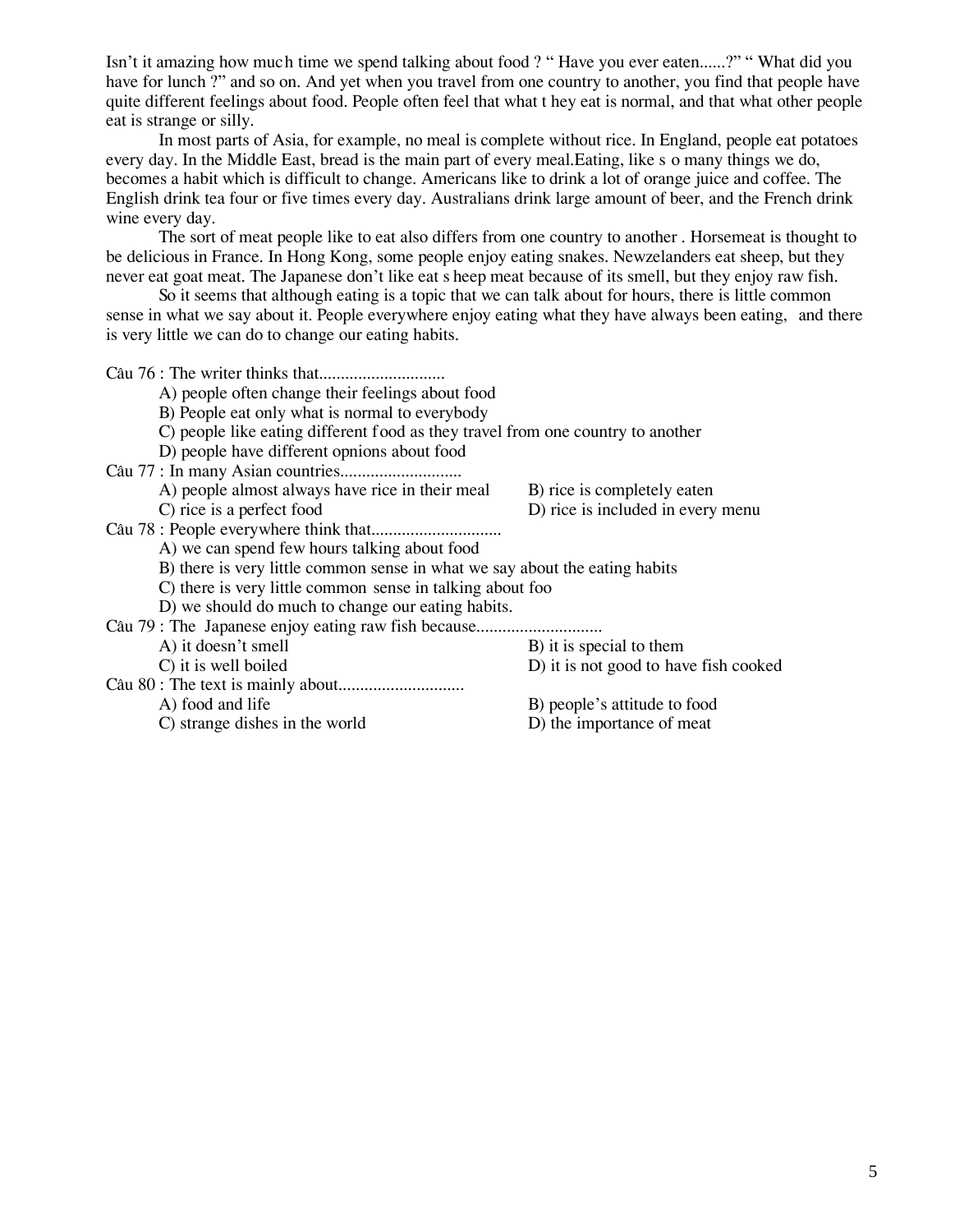Isn't it amazing how much time we spend talking about food ? " Have you ever eaten......?" " What did you have for lunch ?" and so on. And yet when you travel from one country to another, you find that people have quite different feelings about food. People often feel that what they eat is normal, and that what other people eat is strange or silly.

In most parts of Asia, for example, no meal is complete without rice. In England, people eat potatoes every day. In the Middle East, bread is the main part of every meal.Eating, like so many things we do, becomes a habit which is difficult to change. Americans like to drink a lot of orange juice and coffee. The English drink tea four or five times every day. Australians drink large amount of beer, and the French drink wine every day.

The sort of meat people like to eat also differs from one country to another . Horsemeat is thought to be delicious in France. In Hong Kong, some people enjoy eating snakes. Newzelanders eat sheep, but they never eat goat meat. The Japanese don't like eat sheep meat because of its smell, but they enjoy raw fish.

So it seems that although eating is a topic that we can talk about for hours, there is little common sense in what we say about it. People everywhere enjoy eating what they have always been eating, and there is very little we can do to change our eating habits.

Câu 76 : The writer thinks that............................

A) people often change their feelings about food
B) People eat only what is normal to everybody
C) people like eating different food as they travel from one country to another
D) people have different opnions about food

Câu 77 : In many Asian countries...........................

A) people almost always have rice in their meal
B) rice is completely eaten
C) rice is a perfect food
D) rice is included in every menu

Câu 78 : People everywhere think that.............................

A) we can spend few hours talking about food
B) there is very little common sense in what we say about the eating habits
C) there is very little common sense in talking about foo
D) we should do much to change our eating habits.

Câu 79 : The Japanese enjoy eating raw fish because............................

A) it doesn't smell
B) it is special to them
C) it is well boiled
D) it is not good to have fish cooked

Câu 80 : The text is mainly about............................

A) food and life
B) people's attitude to food
C) strange dishes in the world
D) the importance of meat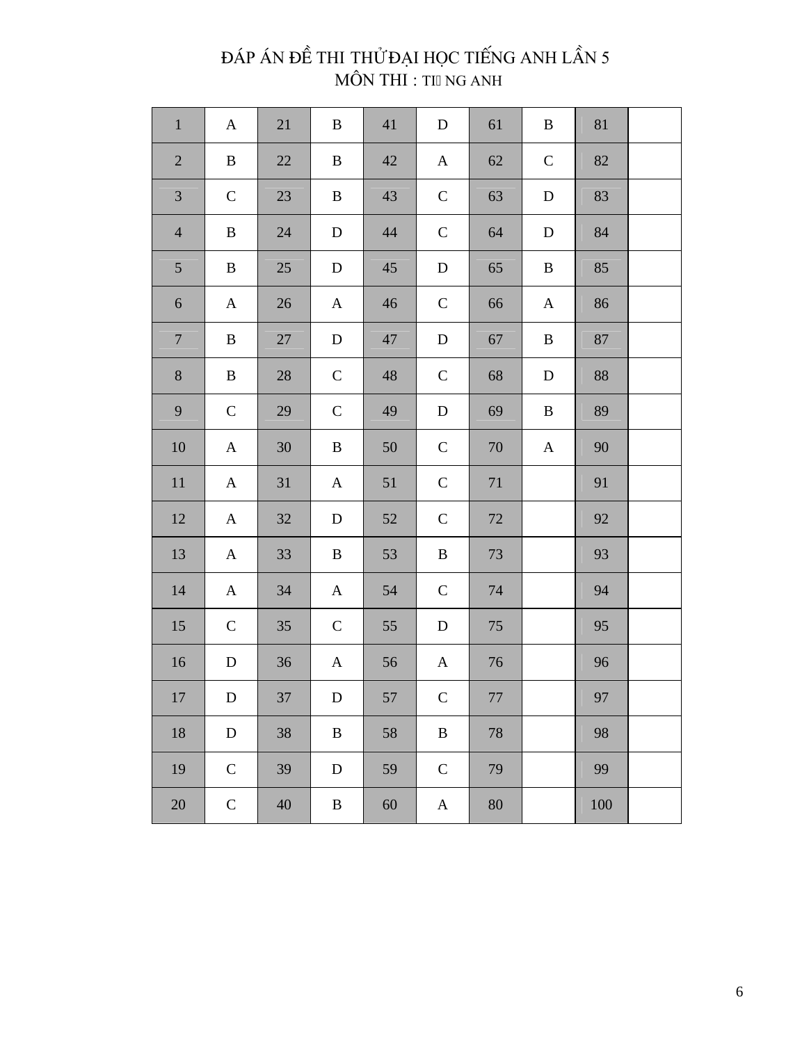# ĐÁP ÁN ĐỀ THI THỬ ĐẠI HỌC TIẾNG ANH LẦN 5
## MÔN THI : TIẾNG ANH

| | | | | | | | | | |
|---|---|---|---|---|---|---|---|---|---|
| 1 | A | 21 | B | 41 | D | 61 | B | 81 | |
| 2 | B | 22 | B | 42 | A | 62 | C | 82 | |
| 3 | C | 23 | B | 43 | C | 63 | D | 83 | |
| 4 | B | 24 | D | 44 | C | 64 | D | 84 | |
| 5 | B | 25 | D | 45 | D | 65 | B | 85 | |
| 6 | A | 26 | A | 46 | C | 66 | A | 86 | |
| 7 | B | 27 | D | 47 | D | 67 | B | 87 | |
| 8 | B | 28 | C | 48 | C | 68 | D | 88 | |
| 9 | C | 29 | C | 49 | D | 69 | B | 89 | |
| 10 | A | 30 | B | 50 | C | 70 | A | 90 | |
| 11 | A | 31 | A | 51 | C | 71 | | 91 | |
| 12 | A | 32 | D | 52 | C | 72 | | 92 | |
| 13 | A | 33 | B | 53 | B | 73 | | 93 | |
| 14 | A | 34 | A | 54 | C | 74 | | 94 | |
| 15 | C | 35 | C | 55 | D | 75 | | 95 | |
| 16 | D | 36 | A | 56 | A | 76 | | 96 | |
| 17 | D | 37 | D | 57 | C | 77 | | 97 | |
| 18 | D | 38 | B | 58 | B | 78 | | 98 | |
| 19 | C | 39 | D | 59 | C | 79 | | 99 | |
| 20 | C | 40 | B | 60 | A | 80 | | 100 | |